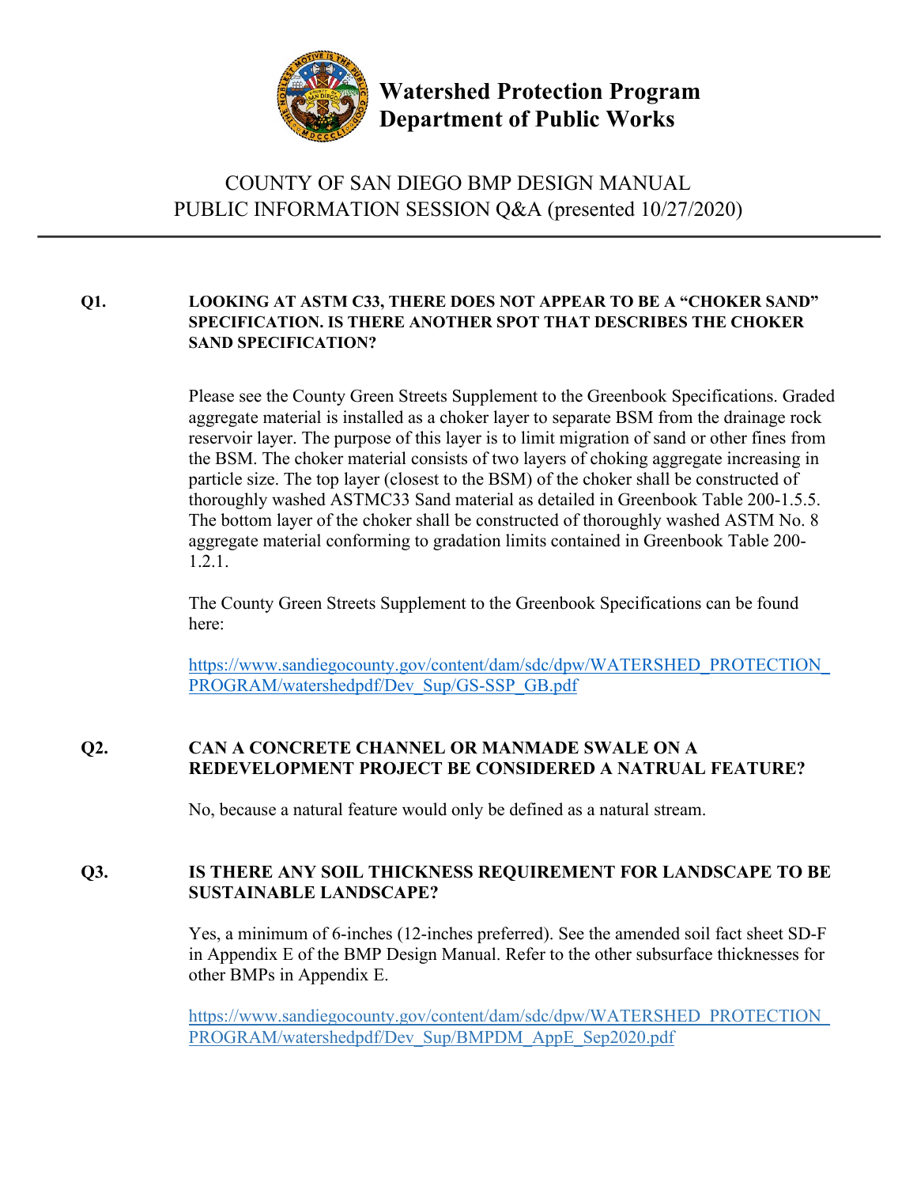# Watershed Protection Program
# Department of Public Works

## COUNTY OF SAN DIEGO BMP DESIGN MANUAL
## PUBLIC INFORMATION SESSION Q&A (presented 10/27/2020)

---

**Q1. LOOKING AT ASTM C33, THERE DOES NOT APPEAR TO BE A "CHOKER SAND" SPECIFICATION. IS THERE ANOTHER SPOT THAT DESCRIBES THE CHOKER SAND SPECIFICATION?**

Please see the County Green Streets Supplement to the Greenbook Specifications. Graded aggregate material is installed as a choker layer to separate BSM from the drainage rock reservoir layer. The purpose of this layer is to limit migration of sand or other fines from the BSM. The choker material consists of two layers of choking aggregate increasing in particle size. The top layer (closest to the BSM) of the choker shall be constructed of thoroughly washed ASTMC33 Sand material as detailed in Greenbook Table 200-1.5.5. The bottom layer of the choker shall be constructed of thoroughly washed ASTM No. 8 aggregate material conforming to gradation limits contained in Greenbook Table 200-1.2.1.

The County Green Streets Supplement to the Greenbook Specifications can be found here:

https://www.sandiegocounty.gov/content/dam/sdc/dpw/WATERSHED_PROTECTION_PROGRAM/watershedpdf/Dev_Sup/GS-SSP_GB.pdf

**Q2. CAN A CONCRETE CHANNEL OR MANMADE SWALE ON A REDEVELOPMENT PROJECT BE CONSIDERED A NATRUAL FEATURE?**

No, because a natural feature would only be defined as a natural stream.

**Q3. IS THERE ANY SOIL THICKNESS REQUIREMENT FOR LANDSCAPE TO BE SUSTAINABLE LANDSCAPE?**

Yes, a minimum of 6-inches (12-inches preferred). See the amended soil fact sheet SD-F in Appendix E of the BMP Design Manual. Refer to the other subsurface thicknesses for other BMPs in Appendix E.

https://www.sandiegocounty.gov/content/dam/sdc/dpw/WATERSHED_PROTECTION_PROGRAM/watershedpdf/Dev_Sup/BMPDM_AppE_Sep2020.pdf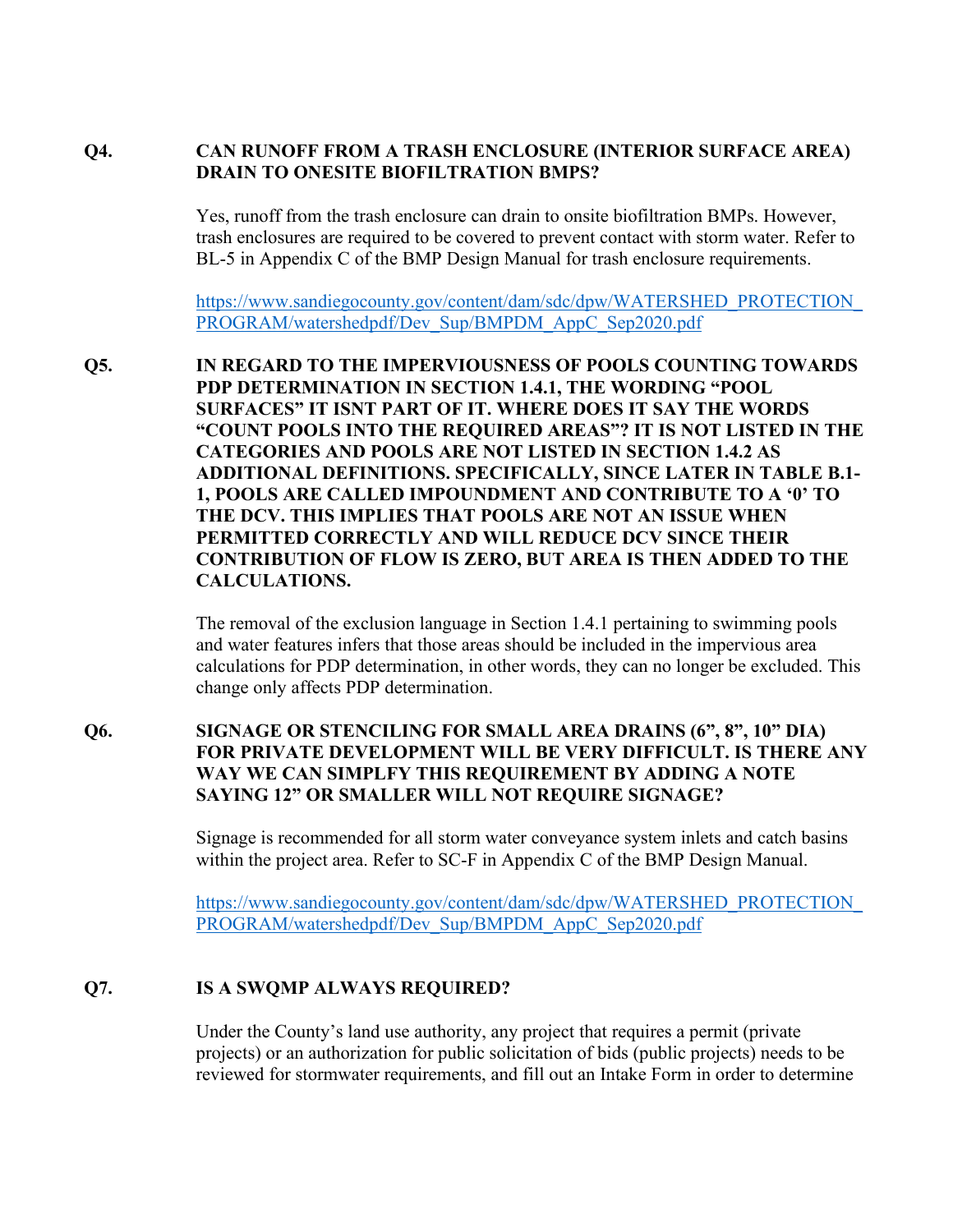**Q4. CAN RUNOFF FROM A TRASH ENCLOSURE (INTERIOR SURFACE AREA) DRAIN TO ONESITE BIOFILTRATION BMPS?**

Yes, runoff from the trash enclosure can drain to onsite biofiltration BMPs. However, trash enclosures are required to be covered to prevent contact with storm water. Refer to BL-5 in Appendix C of the BMP Design Manual for trash enclosure requirements.

https://www.sandiegocounty.gov/content/dam/sdc/dpw/WATERSHED_PROTECTION_PROGRAM/watershedpdf/Dev_Sup/BMPDM_AppC_Sep2020.pdf

**Q5. IN REGARD TO THE IMPERVIOUSNESS OF POOLS COUNTING TOWARDS PDP DETERMINATION IN SECTION 1.4.1, THE WORDING "POOL SURFACES" IT ISNT PART OF IT. WHERE DOES IT SAY THE WORDS "COUNT POOLS INTO THE REQUIRED AREAS"? IT IS NOT LISTED IN THE CATEGORIES AND POOLS ARE NOT LISTED IN SECTION 1.4.2 AS ADDITIONAL DEFINITIONS. SPECIFICALLY, SINCE LATER IN TABLE B.1-1, POOLS ARE CALLED IMPOUNDMENT AND CONTRIBUTE TO A '0' TO THE DCV. THIS IMPLIES THAT POOLS ARE NOT AN ISSUE WHEN PERMITTED CORRECTLY AND WILL REDUCE DCV SINCE THEIR CONTRIBUTION OF FLOW IS ZERO, BUT AREA IS THEN ADDED TO THE CALCULATIONS.**

The removal of the exclusion language in Section 1.4.1 pertaining to swimming pools and water features infers that those areas should be included in the impervious area calculations for PDP determination, in other words, they can no longer be excluded. This change only affects PDP determination.

**Q6. SIGNAGE OR STENCILING FOR SMALL AREA DRAINS (6", 8", 10" DIA) FOR PRIVATE DEVELOPMENT WILL BE VERY DIFFICULT. IS THERE ANY WAY WE CAN SIMPLFY THIS REQUIREMENT BY ADDING A NOTE SAYING 12" OR SMALLER WILL NOT REQUIRE SIGNAGE?**

Signage is recommended for all storm water conveyance system inlets and catch basins within the project area. Refer to SC-F in Appendix C of the BMP Design Manual.

https://www.sandiegocounty.gov/content/dam/sdc/dpw/WATERSHED_PROTECTION_PROGRAM/watershedpdf/Dev_Sup/BMPDM_AppC_Sep2020.pdf

**Q7. IS A SWQMP ALWAYS REQUIRED?**

Under the County's land use authority, any project that requires a permit (private projects) or an authorization for public solicitation of bids (public projects) needs to be reviewed for stormwater requirements, and fill out an Intake Form in order to determine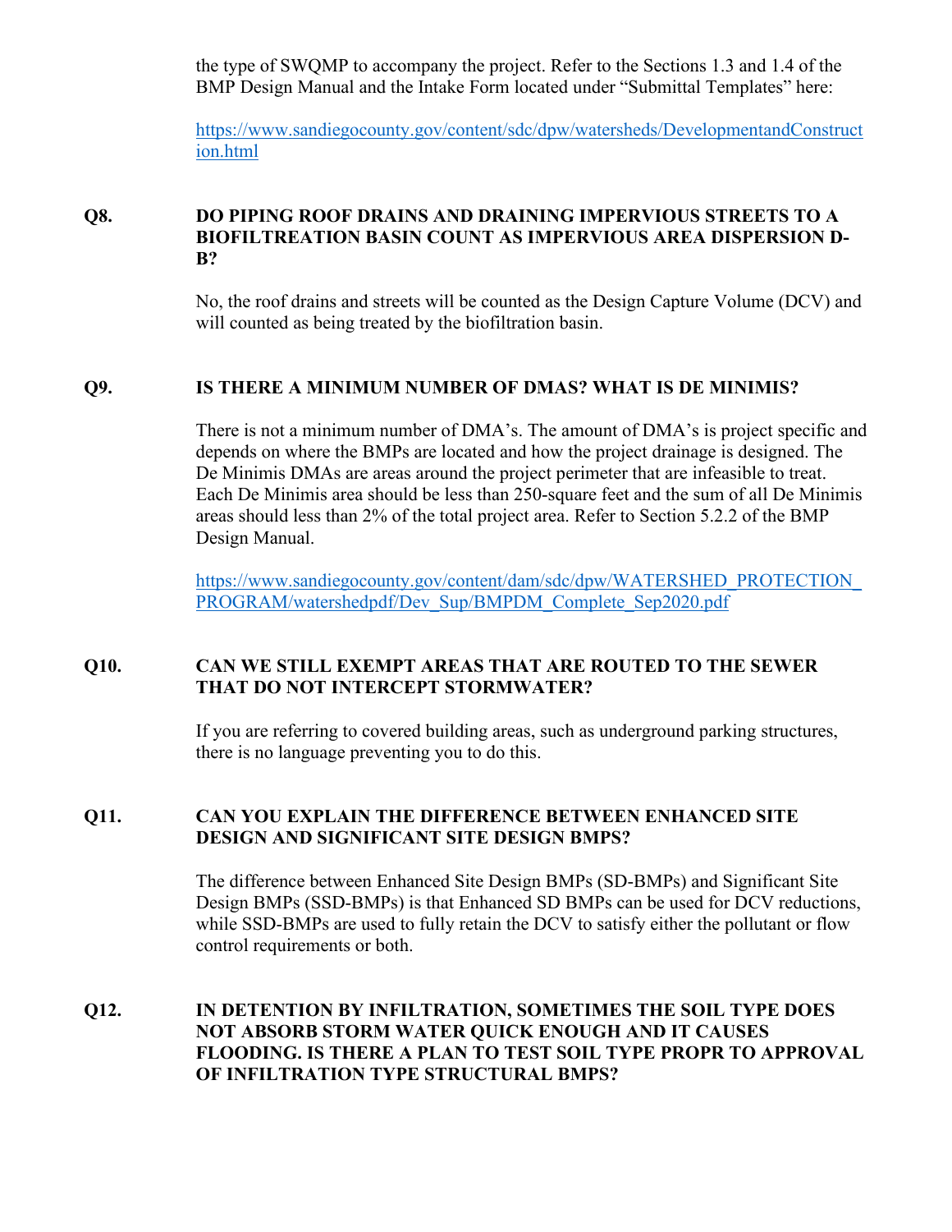the type of SWQMP to accompany the project. Refer to the Sections 1.3 and 1.4 of the BMP Design Manual and the Intake Form located under "Submittal Templates" here:

https://www.sandiegocounty.gov/content/sdc/dpw/watersheds/DevelopmentandConstruction.html

**Q8. DO PIPING ROOF DRAINS AND DRAINING IMPERVIOUS STREETS TO A BIOFILTREATION BASIN COUNT AS IMPERVIOUS AREA DISPERSION D-B?**

No, the roof drains and streets will be counted as the Design Capture Volume (DCV) and will counted as being treated by the biofiltration basin.

**Q9. IS THERE A MINIMUM NUMBER OF DMAS? WHAT IS DE MINIMIS?**

There is not a minimum number of DMA's. The amount of DMA's is project specific and depends on where the BMPs are located and how the project drainage is designed. The De Minimis DMAs are areas around the project perimeter that are infeasible to treat. Each De Minimis area should be less than 250-square feet and the sum of all De Minimis areas should less than 2% of the total project area. Refer to Section 5.2.2 of the BMP Design Manual.

https://www.sandiegocounty.gov/content/dam/sdc/dpw/WATERSHED_PROTECTION_PROGRAM/watershedpdf/Dev_Sup/BMPDM_Complete_Sep2020.pdf

**Q10. CAN WE STILL EXEMPT AREAS THAT ARE ROUTED TO THE SEWER THAT DO NOT INTERCEPT STORMWATER?**

If you are referring to covered building areas, such as underground parking structures, there is no language preventing you to do this.

**Q11. CAN YOU EXPLAIN THE DIFFERENCE BETWEEN ENHANCED SITE DESIGN AND SIGNIFICANT SITE DESIGN BMPS?**

The difference between Enhanced Site Design BMPs (SD-BMPs) and Significant Site Design BMPs (SSD-BMPs) is that Enhanced SD BMPs can be used for DCV reductions, while SSD-BMPs are used to fully retain the DCV to satisfy either the pollutant or flow control requirements or both.

**Q12. IN DETENTION BY INFILTRATION, SOMETIMES THE SOIL TYPE DOES NOT ABSORB STORM WATER QUICK ENOUGH AND IT CAUSES FLOODING. IS THERE A PLAN TO TEST SOIL TYPE PROPR TO APPROVAL OF INFILTRATION TYPE STRUCTURAL BMPS?**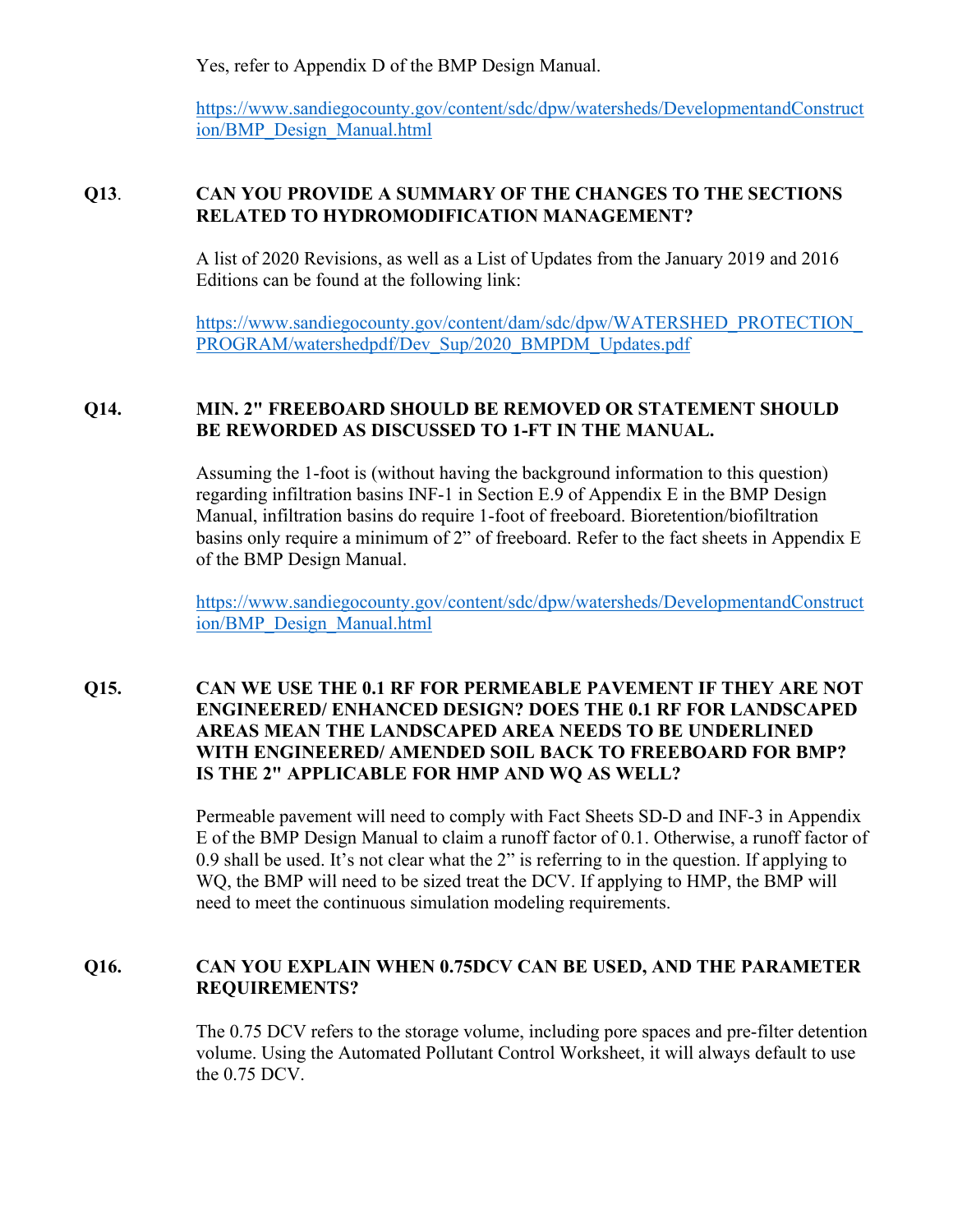Yes, refer to Appendix D of the BMP Design Manual.

[https://www.sandiegocounty.gov/content/sdc/dpw/watersheds/DevelopmentandConstruction/BMP_Design_Manual.html](https://www.sandiegocounty.gov/content/sdc/dpw/watersheds/DevelopmentandConstruction/BMP_Design_Manual.html)

**Q13. CAN YOU PROVIDE A SUMMARY OF THE CHANGES TO THE SECTIONS RELATED TO HYDROMODIFICATION MANAGEMENT?**

A list of 2020 Revisions, as well as a List of Updates from the January 2019 and 2016 Editions can be found at the following link:

[https://www.sandiegocounty.gov/content/dam/sdc/dpw/WATERSHED_PROTECTION_PROGRAM/watershedpdf/Dev_Sup/2020_BMPDM_Updates.pdf](https://www.sandiegocounty.gov/content/dam/sdc/dpw/WATERSHED_PROTECTION_PROGRAM/watershedpdf/Dev_Sup/2020_BMPDM_Updates.pdf)

**Q14. MIN. 2" FREEBOARD SHOULD BE REMOVED OR STATEMENT SHOULD BE REWORDED AS DISCUSSED TO 1-FT IN THE MANUAL.**

Assuming the 1-foot is (without having the background information to this question) regarding infiltration basins INF-1 in Section E.9 of Appendix E in the BMP Design Manual, infiltration basins do require 1-foot of freeboard. Bioretention/biofiltration basins only require a minimum of 2" of freeboard. Refer to the fact sheets in Appendix E of the BMP Design Manual.

[https://www.sandiegocounty.gov/content/sdc/dpw/watersheds/DevelopmentandConstruction/BMP_Design_Manual.html](https://www.sandiegocounty.gov/content/sdc/dpw/watersheds/DevelopmentandConstruction/BMP_Design_Manual.html)

**Q15. CAN WE USE THE 0.1 RF FOR PERMEABLE PAVEMENT IF THEY ARE NOT ENGINEERED/ ENHANCED DESIGN? DOES THE 0.1 RF FOR LANDSCAPED AREAS MEAN THE LANDSCAPED AREA NEEDS TO BE UNDERLINED WITH ENGINEERED/ AMENDED SOIL BACK TO FREEBOARD FOR BMP? IS THE 2" APPLICABLE FOR HMP AND WQ AS WELL?**

Permeable pavement will need to comply with Fact Sheets SD-D and INF-3 in Appendix E of the BMP Design Manual to claim a runoff factor of 0.1. Otherwise, a runoff factor of 0.9 shall be used. It's not clear what the 2" is referring to in the question. If applying to WQ, the BMP will need to be sized treat the DCV. If applying to HMP, the BMP will need to meet the continuous simulation modeling requirements.

**Q16. CAN YOU EXPLAIN WHEN 0.75DCV CAN BE USED, AND THE PARAMETER REQUIREMENTS?**

The 0.75 DCV refers to the storage volume, including pore spaces and pre-filter detention volume. Using the Automated Pollutant Control Worksheet, it will always default to use the 0.75 DCV.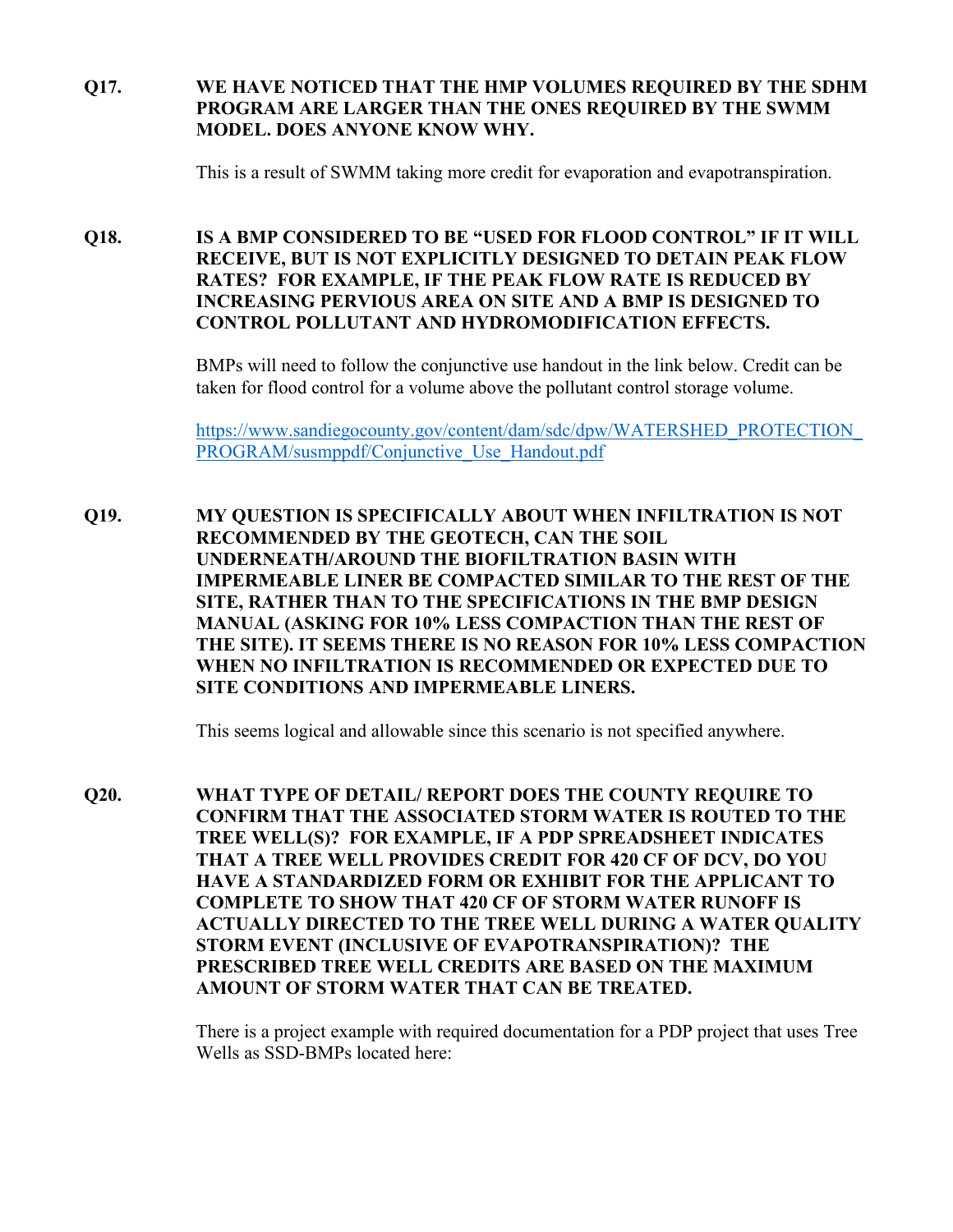**Q17. WE HAVE NOTICED THAT THE HMP VOLUMES REQUIRED BY THE SDHM PROGRAM ARE LARGER THAN THE ONES REQUIRED BY THE SWMM MODEL. DOES ANYONE KNOW WHY.**

This is a result of SWMM taking more credit for evaporation and evapotranspiration.

**Q18. IS A BMP CONSIDERED TO BE "USED FOR FLOOD CONTROL" IF IT WILL RECEIVE, BUT IS NOT EXPLICITLY DESIGNED TO DETAIN PEAK FLOW RATES? FOR EXAMPLE, IF THE PEAK FLOW RATE IS REDUCED BY INCREASING PERVIOUS AREA ON SITE AND A BMP IS DESIGNED TO CONTROL POLLUTANT AND HYDROMODIFICATION EFFECTS.**

BMPs will need to follow the conjunctive use handout in the link below. Credit can be taken for flood control for a volume above the pollutant control storage volume.

https://www.sandiegocounty.gov/content/dam/sdc/dpw/WATERSHED_PROTECTION_PROGRAM/susmppdf/Conjunctive_Use_Handout.pdf

**Q19. MY QUESTION IS SPECIFICALLY ABOUT WHEN INFILTRATION IS NOT RECOMMENDED BY THE GEOTECH, CAN THE SOIL UNDERNEATH/AROUND THE BIOFILTRATION BASIN WITH IMPERMEABLE LINER BE COMPACTED SIMILAR TO THE REST OF THE SITE, RATHER THAN TO THE SPECIFICATIONS IN THE BMP DESIGN MANUAL (ASKING FOR 10% LESS COMPACTION THAN THE REST OF THE SITE). IT SEEMS THERE IS NO REASON FOR 10% LESS COMPACTION WHEN NO INFILTRATION IS RECOMMENDED OR EXPECTED DUE TO SITE CONDITIONS AND IMPERMEABLE LINERS.**

This seems logical and allowable since this scenario is not specified anywhere.

**Q20. WHAT TYPE OF DETAIL/ REPORT DOES THE COUNTY REQUIRE TO CONFIRM THAT THE ASSOCIATED STORM WATER IS ROUTED TO THE TREE WELL(S)? FOR EXAMPLE, IF A PDP SPREADSHEET INDICATES THAT A TREE WELL PROVIDES CREDIT FOR 420 CF OF DCV, DO YOU HAVE A STANDARDIZED FORM OR EXHIBIT FOR THE APPLICANT TO COMPLETE TO SHOW THAT 420 CF OF STORM WATER RUNOFF IS ACTUALLY DIRECTED TO THE TREE WELL DURING A WATER QUALITY STORM EVENT (INCLUSIVE OF EVAPOTRANSPIRATION)? THE PRESCRIBED TREE WELL CREDITS ARE BASED ON THE MAXIMUM AMOUNT OF STORM WATER THAT CAN BE TREATED.**

There is a project example with required documentation for a PDP project that uses Tree Wells as SSD-BMPs located here: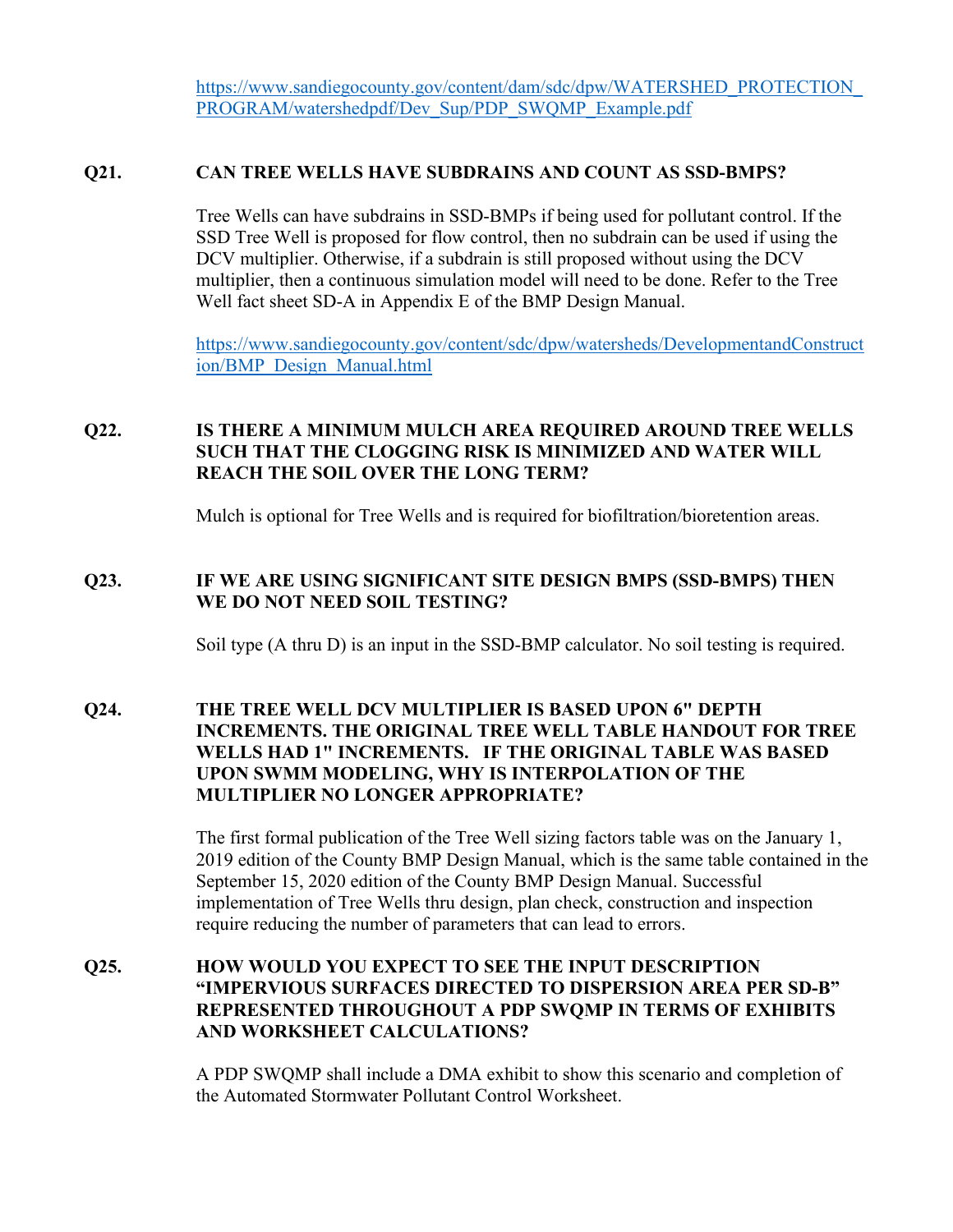https://www.sandiegocounty.gov/content/dam/sdc/dpw/WATERSHED_PROTECTION_PROGRAM/watershedpdf/Dev_Sup/PDP_SWQMP_Example.pdf

**Q21. CAN TREE WELLS HAVE SUBDRAINS AND COUNT AS SSD-BMPS?**

Tree Wells can have subdrains in SSD-BMPs if being used for pollutant control. If the SSD Tree Well is proposed for flow control, then no subdrain can be used if using the DCV multiplier. Otherwise, if a subdrain is still proposed without using the DCV multiplier, then a continuous simulation model will need to be done. Refer to the Tree Well fact sheet SD-A in Appendix E of the BMP Design Manual.

https://www.sandiegocounty.gov/content/sdc/dpw/watersheds/DevelopmentandConstruction/BMP_Design_Manual.html

**Q22. IS THERE A MINIMUM MULCH AREA REQUIRED AROUND TREE WELLS SUCH THAT THE CLOGGING RISK IS MINIMIZED AND WATER WILL REACH THE SOIL OVER THE LONG TERM?**

Mulch is optional for Tree Wells and is required for biofiltration/bioretention areas.

**Q23. IF WE ARE USING SIGNIFICANT SITE DESIGN BMPS (SSD-BMPS) THEN WE DO NOT NEED SOIL TESTING?**

Soil type (A thru D) is an input in the SSD-BMP calculator. No soil testing is required.

**Q24. THE TREE WELL DCV MULTIPLIER IS BASED UPON 6" DEPTH INCREMENTS. THE ORIGINAL TREE WELL TABLE HANDOUT FOR TREE WELLS HAD 1" INCREMENTS. IF THE ORIGINAL TABLE WAS BASED UPON SWMM MODELING, WHY IS INTERPOLATION OF THE MULTIPLIER NO LONGER APPROPRIATE?**

The first formal publication of the Tree Well sizing factors table was on the January 1, 2019 edition of the County BMP Design Manual, which is the same table contained in the September 15, 2020 edition of the County BMP Design Manual. Successful implementation of Tree Wells thru design, plan check, construction and inspection require reducing the number of parameters that can lead to errors.

**Q25. HOW WOULD YOU EXPECT TO SEE THE INPUT DESCRIPTION "IMPERVIOUS SURFACES DIRECTED TO DISPERSION AREA PER SD-B" REPRESENTED THROUGHOUT A PDP SWQMP IN TERMS OF EXHIBITS AND WORKSHEET CALCULATIONS?**

A PDP SWQMP shall include a DMA exhibit to show this scenario and completion of the Automated Stormwater Pollutant Control Worksheet.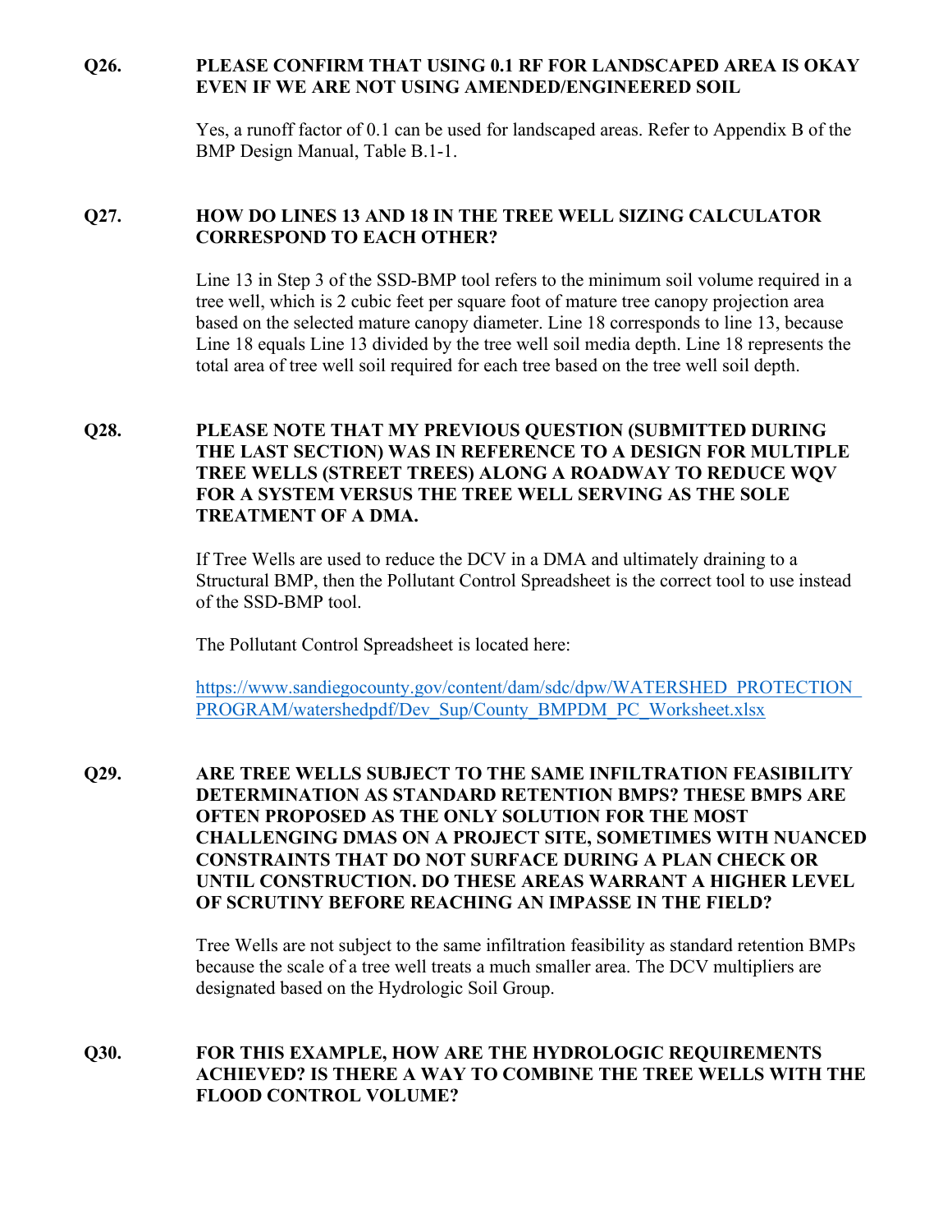**Q26. PLEASE CONFIRM THAT USING 0.1 RF FOR LANDSCAPED AREA IS OKAY EVEN IF WE ARE NOT USING AMENDED/ENGINEERED SOIL**

Yes, a runoff factor of 0.1 can be used for landscaped areas. Refer to Appendix B of the BMP Design Manual, Table B.1-1.

**Q27. HOW DO LINES 13 AND 18 IN THE TREE WELL SIZING CALCULATOR CORRESPOND TO EACH OTHER?**

Line 13 in Step 3 of the SSD-BMP tool refers to the minimum soil volume required in a tree well, which is 2 cubic feet per square foot of mature tree canopy projection area based on the selected mature canopy diameter. Line 18 corresponds to line 13, because Line 18 equals Line 13 divided by the tree well soil media depth. Line 18 represents the total area of tree well soil required for each tree based on the tree well soil depth.

**Q28. PLEASE NOTE THAT MY PREVIOUS QUESTION (SUBMITTED DURING THE LAST SECTION) WAS IN REFERENCE TO A DESIGN FOR MULTIPLE TREE WELLS (STREET TREES) ALONG A ROADWAY TO REDUCE WQV FOR A SYSTEM VERSUS THE TREE WELL SERVING AS THE SOLE TREATMENT OF A DMA.**

If Tree Wells are used to reduce the DCV in a DMA and ultimately draining to a Structural BMP, then the Pollutant Control Spreadsheet is the correct tool to use instead of the SSD-BMP tool.

The Pollutant Control Spreadsheet is located here:

https://www.sandiegocounty.gov/content/dam/sdc/dpw/WATERSHED_PROTECTION_PROGRAM/watershedpdf/Dev_Sup/County_BMPDM_PC_Worksheet.xlsx

**Q29. ARE TREE WELLS SUBJECT TO THE SAME INFILTRATION FEASIBILITY DETERMINATION AS STANDARD RETENTION BMPS? THESE BMPS ARE OFTEN PROPOSED AS THE ONLY SOLUTION FOR THE MOST CHALLENGING DMAS ON A PROJECT SITE, SOMETIMES WITH NUANCED CONSTRAINTS THAT DO NOT SURFACE DURING A PLAN CHECK OR UNTIL CONSTRUCTION. DO THESE AREAS WARRANT A HIGHER LEVEL OF SCRUTINY BEFORE REACHING AN IMPASSE IN THE FIELD?**

Tree Wells are not subject to the same infiltration feasibility as standard retention BMPs because the scale of a tree well treats a much smaller area. The DCV multipliers are designated based on the Hydrologic Soil Group.

**Q30. FOR THIS EXAMPLE, HOW ARE THE HYDROLOGIC REQUIREMENTS ACHIEVED? IS THERE A WAY TO COMBINE THE TREE WELLS WITH THE FLOOD CONTROL VOLUME?**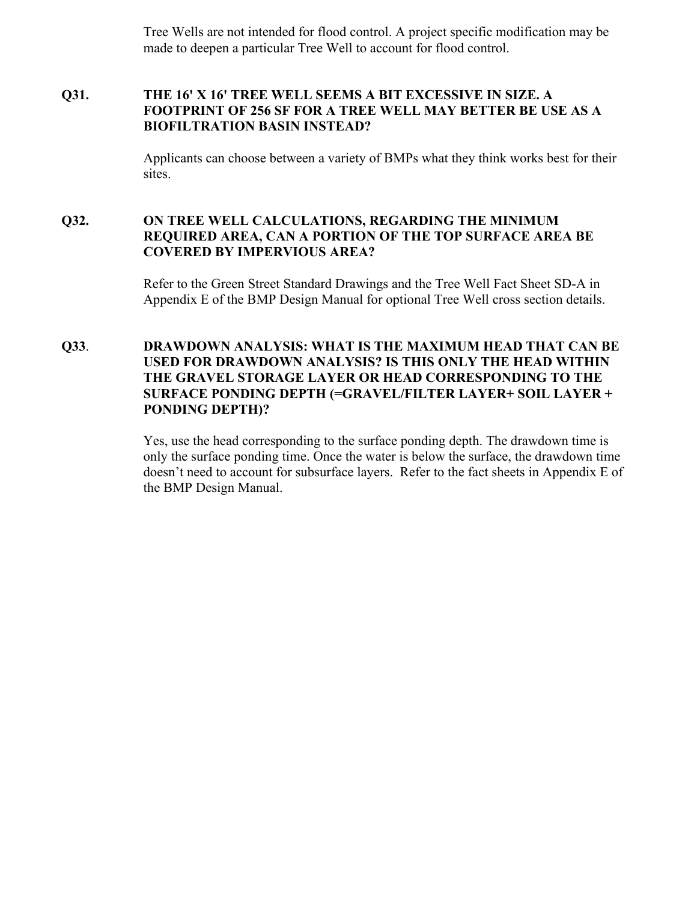Tree Wells are not intended for flood control. A project specific modification may be made to deepen a particular Tree Well to account for flood control.

**Q31.** **THE 16' X 16' TREE WELL SEEMS A BIT EXCESSIVE IN SIZE. A FOOTPRINT OF 256 SF FOR A TREE WELL MAY BETTER BE USE AS A BIOFILTRATION BASIN INSTEAD?**

Applicants can choose between a variety of BMPs what they think works best for their sites.

**Q32.** **ON TREE WELL CALCULATIONS, REGARDING THE MINIMUM REQUIRED AREA, CAN A PORTION OF THE TOP SURFACE AREA BE COVERED BY IMPERVIOUS AREA?**

Refer to the Green Street Standard Drawings and the Tree Well Fact Sheet SD-A in Appendix E of the BMP Design Manual for optional Tree Well cross section details.

**Q33**. **DRAWDOWN ANALYSIS: WHAT IS THE MAXIMUM HEAD THAT CAN BE USED FOR DRAWDOWN ANALYSIS? IS THIS ONLY THE HEAD WITHIN THE GRAVEL STORAGE LAYER OR HEAD CORRESPONDING TO THE SURFACE PONDING DEPTH (=GRAVEL/FILTER LAYER+ SOIL LAYER + PONDING DEPTH)?**

Yes, use the head corresponding to the surface ponding depth. The drawdown time is only the surface ponding time. Once the water is below the surface, the drawdown time doesn't need to account for subsurface layers. Refer to the fact sheets in Appendix E of the BMP Design Manual.